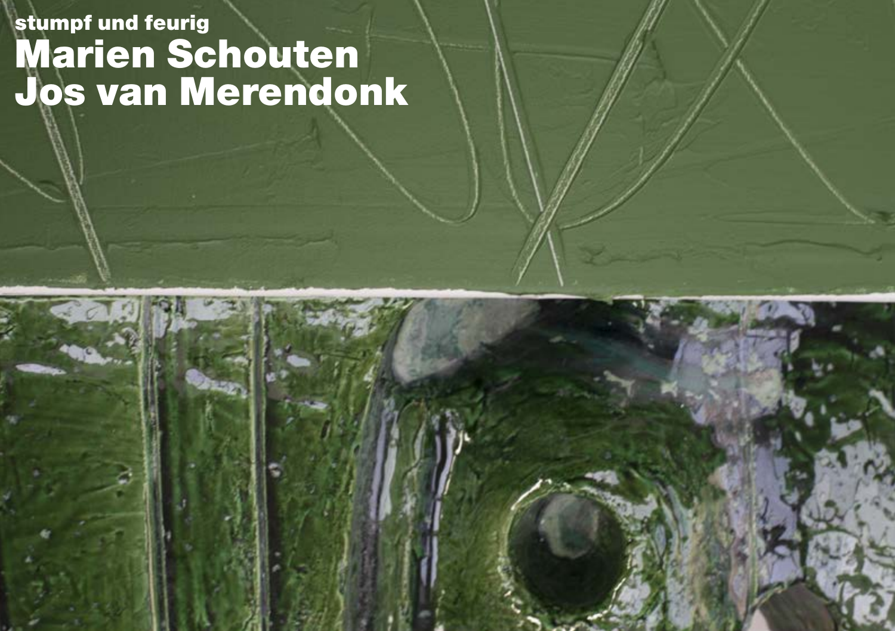stumpf und feurig

# Marien Schouten
# Jos van Merendonk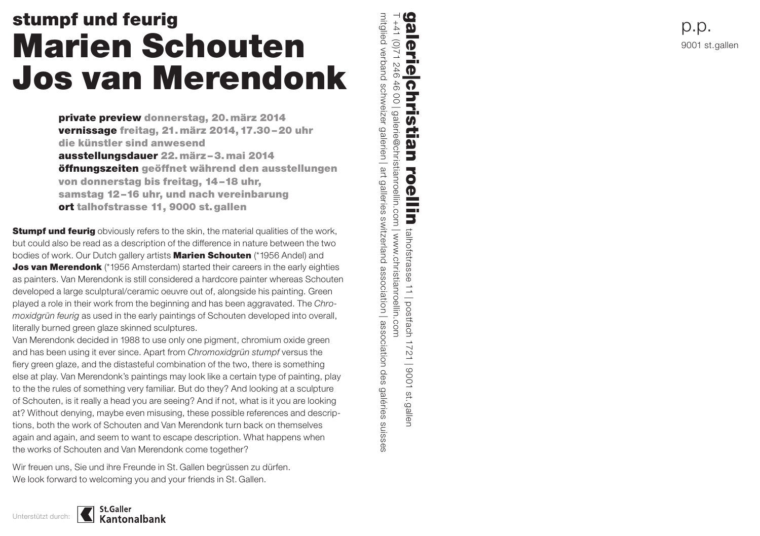# stumpf und feurig

# Marien Schouten
# Jos van Merendonk

**private preview** donnerstag, 20. märz 2014
**vernissage** freitag, 21. märz 2014, 17.30 – 20 uhr
die künstler sind anwesend
**ausstellungsdauer** 22. märz – 3. mai 2014
**öffnungszeiten** geöffnet während den ausstellungen von donnerstag bis freitag, 14 – 18 uhr, samstag 12 – 16 uhr, und nach vereinbarung
**ort** talhofstrasse 11, 9000 st. gallen

**Stumpf und feurig** obviously refers to the skin, the material qualities of the work, but could also be read as a description of the difference in nature between the two bodies of work. Our Dutch gallery artists **Marien Schouten** (*1956 Andel) and **Jos van Merendonk** (*1956 Amsterdam) started their careers in the early eighties as painters. Van Merendonk is still considered a hardcore painter whereas Schouten developed a large sculptural/ceramic oeuvre out of, alongside his painting. Green played a role in their work from the beginning and has been aggravated. The *Chromoxidgrün feurig* as used in the early paintings of Schouten developed into overall, literally burned green glaze skinned sculptures.
Van Merendonk decided in 1988 to use only one pigment, chromium oxide green and has been using it ever since. Apart from *Chromoxidgrün stumpf* versus the fiery green glaze, and the distasteful combination of the two, there is something else at play. Van Merendonk's paintings may look like a certain type of painting, play to the the rules of something very familiar. But do they? And looking at a sculpture of Schouten, is it really a head you are seeing? And if not, what is it you are looking at? Without denying, maybe even misusing, these possible references and descriptions, both the work of Schouten and Van Merendonk turn back on themselves again and again, and seem to want to escape description. What happens when the works of Schouten and Van Merendonk come together?

Wir freuen uns, Sie und ihre Freunde in St. Gallen begrüssen zu dürfen.
We look forward to welcoming you and your friends in St. Gallen.

Unterstützt durch: St.Galler Kantonalbank

**galerie|christian roellin** talhofstrasse 11 | postfach 1721 | 9001 st. gallen
T +41 (0)71 246 46 00 | galerie@christianroellin.com | www.christianroellin.com
mitglied verband schweizer galerien | art galleries switzerland association | association des galéries suisses

p.p.
9001 st.gallen